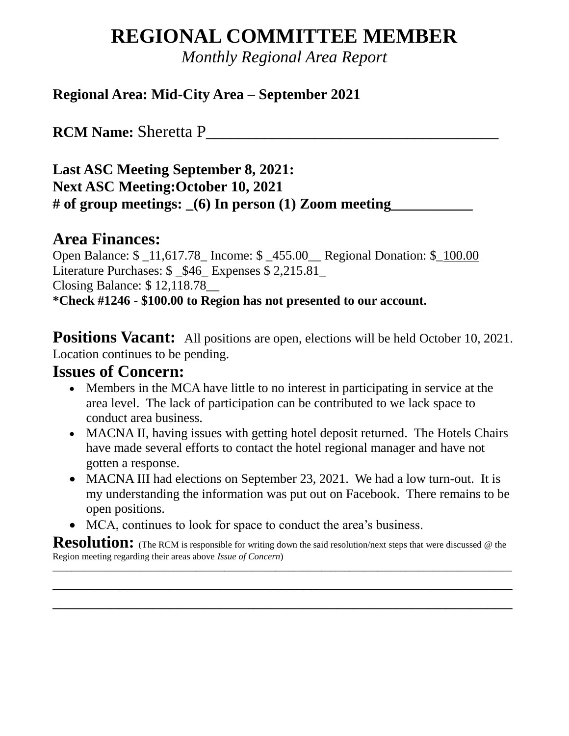# REGIONAL COMMITTEE MEMBER

*Monthly Regional Area Report*

**Regional Area: Mid-City Area – September 2021**

**RCM Name:** Sheretta P_____________________________________

**Last ASC Meeting September 8, 2021:**
**Next ASC Meeting:October 10, 2021**
**# of group meetings: _(6) In person (1) Zoom meeting___________**

## Area Finances:

Open Balance: $ _11,617.78_ Income: $ _455.00__ Regional Donation: $_100.00
Literature Purchases: $ _$46_ Expenses $ 2,215.81_
Closing Balance: $ 12,118.78__
**\*Check #1246 - $100.00 to Region has not presented to our account.**

**Positions Vacant:** All positions are open, elections will be held October 10, 2021. Location continues to be pending.

## Issues of Concern:

- Members in the MCA have little to no interest in participating in service at the area level. The lack of participation can be contributed to we lack space to conduct area business.
- MACNA II, having issues with getting hotel deposit returned. The Hotels Chairs have made several efforts to contact the hotel regional manager and have not gotten a response.
- MACNA III had elections on September 23, 2021. We had a low turn-out. It is my understanding the information was put out on Facebook. There remains to be open positions.
- MCA, continues to look for space to conduct the area's business.

**Resolution:** (The RCM is responsible for writing down the said resolution/next steps that were discussed @ the Region meeting regarding their areas above *Issue of Concern*)

______________________________________________________________________

______________________________________________________________________

______________________________________________________________________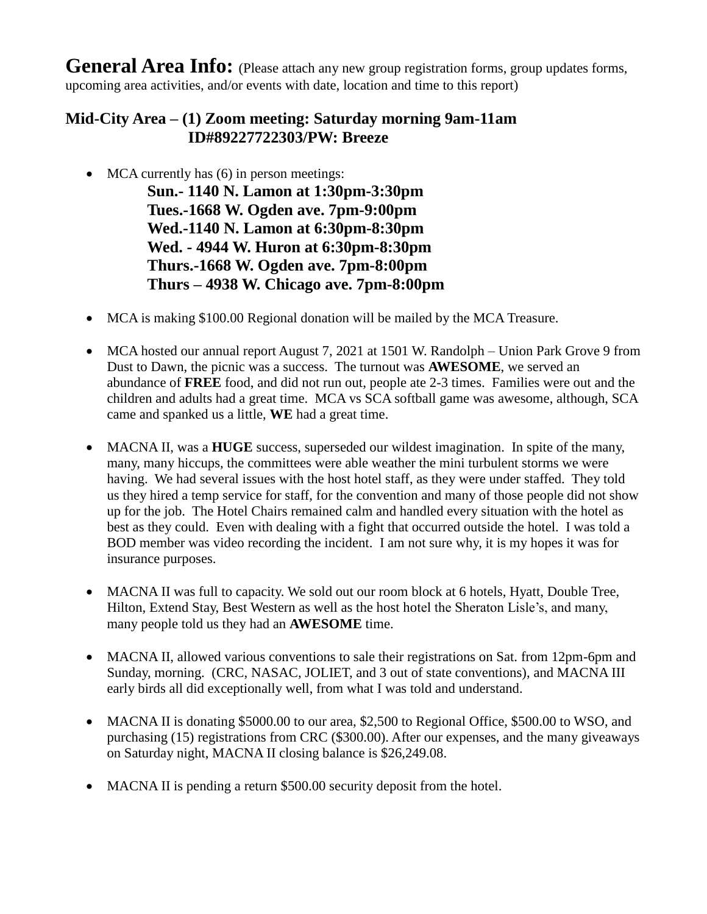**General Area Info:** (Please attach any new group registration forms, group updates forms, upcoming area activities, and/or events with date, location and time to this report)

### Mid-City Area – (1) Zoom meeting: Saturday morning 9am-11am ID#89227722303/PW: Breeze

- MCA currently has (6) in person meetings:

  **Sun.- 1140 N. Lamon at 1:30pm-3:30pm**
  **Tues.-1668 W. Ogden ave. 7pm-9:00pm**
  **Wed.-1140 N. Lamon at 6:30pm-8:30pm**
  **Wed. - 4944 W. Huron at 6:30pm-8:30pm**
  **Thurs.-1668 W. Ogden ave. 7pm-8:00pm**
  **Thurs – 4938 W. Chicago ave. 7pm-8:00pm**

- MCA is making $100.00 Regional donation will be mailed by the MCA Treasure.

- MCA hosted our annual report August 7, 2021 at 1501 W. Randolph – Union Park Grove 9 from Dust to Dawn, the picnic was a success. The turnout was **AWESOME**, we served an abundance of **FREE** food, and did not run out, people ate 2-3 times. Families were out and the children and adults had a great time. MCA vs SCA softball game was awesome, although, SCA came and spanked us a little, **WE** had a great time.

- MACNA II, was a **HUGE** success, superseded our wildest imagination. In spite of the many, many, many hiccups, the committees were able weather the mini turbulent storms we were having. We had several issues with the host hotel staff, as they were under staffed. They told us they hired a temp service for staff, for the convention and many of those people did not show up for the job. The Hotel Chairs remained calm and handled every situation with the hotel as best as they could. Even with dealing with a fight that occurred outside the hotel. I was told a BOD member was video recording the incident. I am not sure why, it is my hopes it was for insurance purposes.

- MACNA II was full to capacity. We sold out our room block at 6 hotels, Hyatt, Double Tree, Hilton, Extend Stay, Best Western as well as the host hotel the Sheraton Lisle's, and many, many people told us they had an **AWESOME** time.

- MACNA II, allowed various conventions to sale their registrations on Sat. from 12pm-6pm and Sunday, morning. (CRC, NASAC, JOLIET, and 3 out of state conventions), and MACNA III early birds all did exceptionally well, from what I was told and understand.

- MACNA II is donating $5000.00 to our area, $2,500 to Regional Office, $500.00 to WSO, and purchasing (15) registrations from CRC ($300.00). After our expenses, and the many giveaways on Saturday night, MACNA II closing balance is $26,249.08.

- MACNA II is pending a return $500.00 security deposit from the hotel.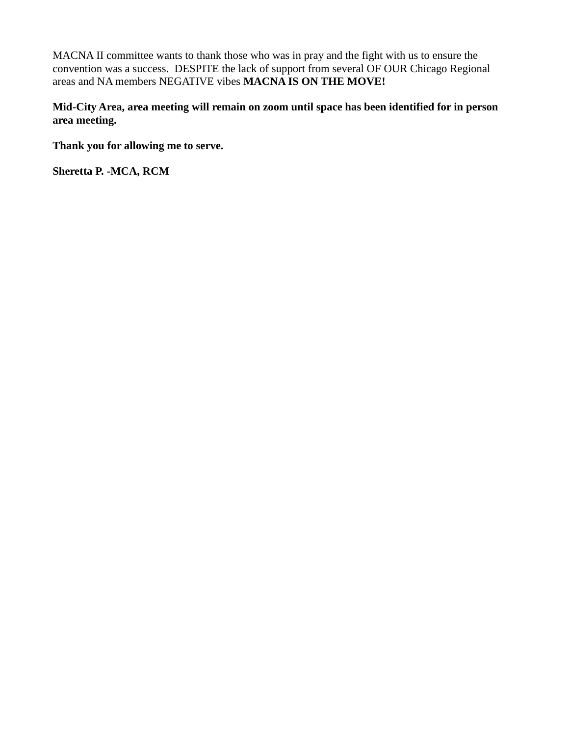MACNA II committee wants to thank those who was in pray and the fight with us to ensure the convention was a success.  DESPITE the lack of support from several OF OUR Chicago Regional areas and NA members NEGATIVE vibes **MACNA IS ON THE MOVE!**

**Mid-City Area, area meeting will remain on zoom until space has been identified for in person area meeting.**

**Thank you for allowing me to serve.**

**Sheretta P. -MCA, RCM**